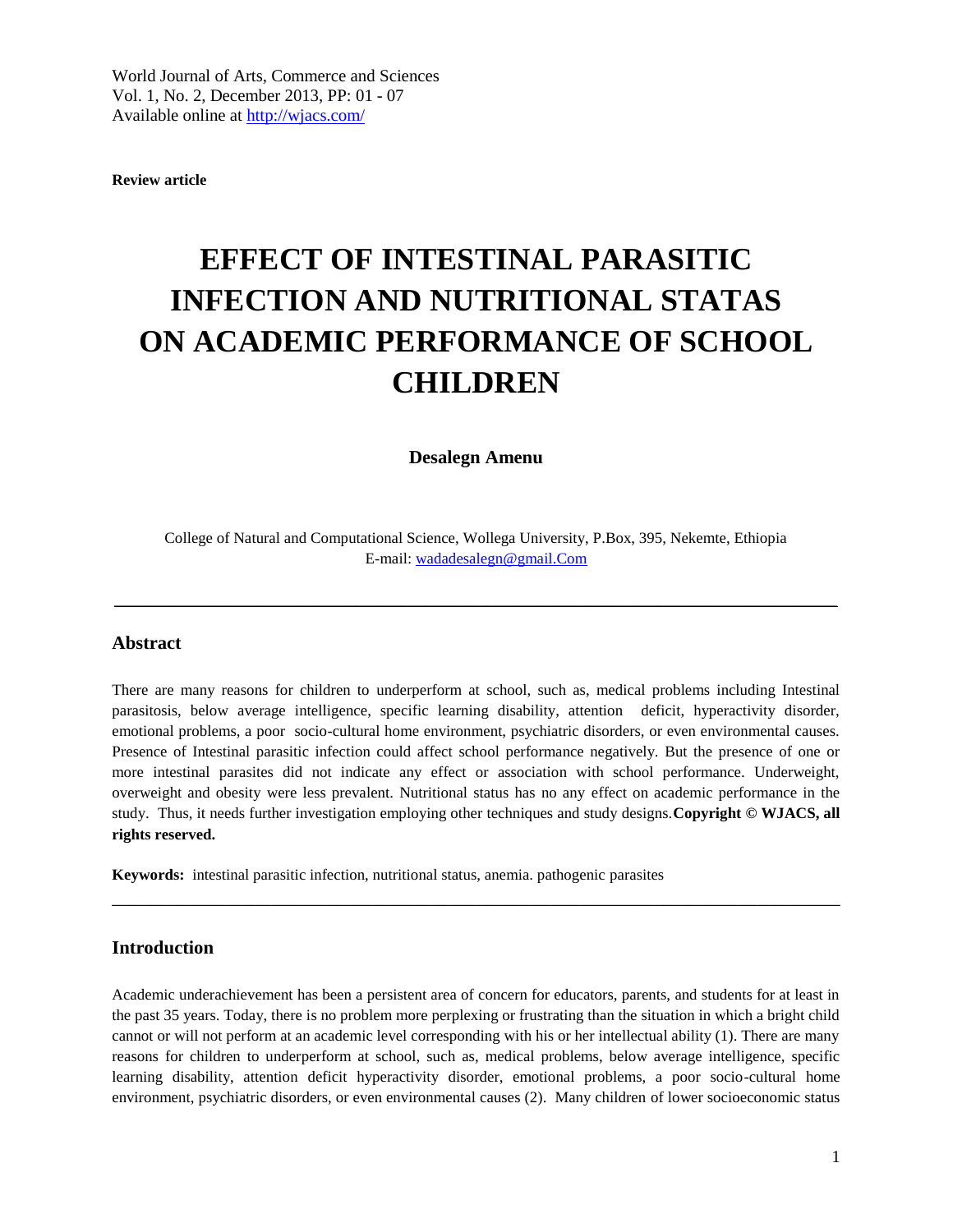World Journal of Arts, Commerce and Sciences
Vol. 1, No. 2, December 2013, PP: 01 - 07
Available online at http://wjacs.com/

**Review article**

# EFFECT OF INTESTINAL PARASITIC INFECTION AND NUTRITIONAL STATAS ON ACADEMIC PERFORMANCE OF SCHOOL CHILDREN

**Desalegn Amenu**

College of Natural and Computational Science, Wollega University, P.Box, 395, Nekemte, Ethiopia
E-mail: wadadesalegn@gmail.Com

---

## Abstract

There are many reasons for children to underperform at school, such as, medical problems including Intestinal parasitosis, below average intelligence, specific learning disability, attention deficit, hyperactivity disorder, emotional problems, a poor socio-cultural home environment, psychiatric disorders, or even environmental causes. Presence of Intestinal parasitic infection could affect school performance negatively. But the presence of one or more intestinal parasites did not indicate any effect or association with school performance. Underweight, overweight and obesity were less prevalent. Nutritional status has no any effect on academic performance in the study. Thus, it needs further investigation employing other techniques and study designs.**Copyright © WJACS, all rights reserved.**

**Keywords:** intestinal parasitic infection, nutritional status, anemia. pathogenic parasites

---

## Introduction

Academic underachievement has been a persistent area of concern for educators, parents, and students for at least in the past 35 years. Today, there is no problem more perplexing or frustrating than the situation in which a bright child cannot or will not perform at an academic level corresponding with his or her intellectual ability (1). There are many reasons for children to underperform at school, such as, medical problems, below average intelligence, specific learning disability, attention deficit hyperactivity disorder, emotional problems, a poor socio-cultural home environment, psychiatric disorders, or even environmental causes (2). Many children of lower socioeconomic status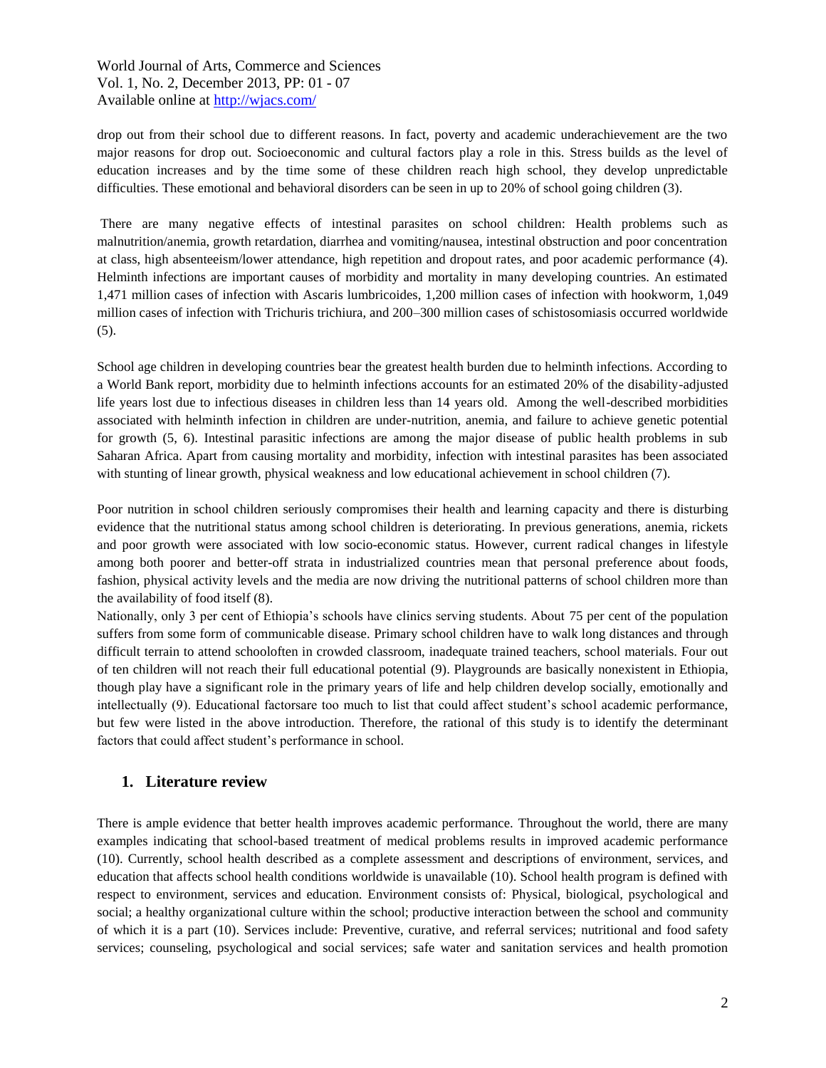drop out from their school due to different reasons. In fact, poverty and academic underachievement are the two major reasons for drop out. Socioeconomic and cultural factors play a role in this. Stress builds as the level of education increases and by the time some of these children reach high school, they develop unpredictable difficulties. These emotional and behavioral disorders can be seen in up to 20% of school going children (3).

There are many negative effects of intestinal parasites on school children: Health problems such as malnutrition/anemia, growth retardation, diarrhea and vomiting/nausea, intestinal obstruction and poor concentration at class, high absenteeism/lower attendance, high repetition and dropout rates, and poor academic performance (4). Helminth infections are important causes of morbidity and mortality in many developing countries. An estimated 1,471 million cases of infection with Ascaris lumbricoides, 1,200 million cases of infection with hookworm, 1,049 million cases of infection with Trichuris trichiura, and 200–300 million cases of schistosomiasis occurred worldwide (5).

School age children in developing countries bear the greatest health burden due to helminth infections. According to a World Bank report, morbidity due to helminth infections accounts for an estimated 20% of the disability-adjusted life years lost due to infectious diseases in children less than 14 years old. Among the well-described morbidities associated with helminth infection in children are under-nutrition, anemia, and failure to achieve genetic potential for growth (5, 6). Intestinal parasitic infections are among the major disease of public health problems in sub Saharan Africa. Apart from causing mortality and morbidity, infection with intestinal parasites has been associated with stunting of linear growth, physical weakness and low educational achievement in school children (7).

Poor nutrition in school children seriously compromises their health and learning capacity and there is disturbing evidence that the nutritional status among school children is deteriorating. In previous generations, anemia, rickets and poor growth were associated with low socio-economic status. However, current radical changes in lifestyle among both poorer and better-off strata in industrialized countries mean that personal preference about foods, fashion, physical activity levels and the media are now driving the nutritional patterns of school children more than the availability of food itself (8).

Nationally, only 3 per cent of Ethiopia's schools have clinics serving students. About 75 per cent of the population suffers from some form of communicable disease. Primary school children have to walk long distances and through difficult terrain to attend schooloften in crowded classroom, inadequate trained teachers, school materials. Four out of ten children will not reach their full educational potential (9). Playgrounds are basically nonexistent in Ethiopia, though play have a significant role in the primary years of life and help children develop socially, emotionally and intellectually (9). Educational factorsare too much to list that could affect student's school academic performance, but few were listed in the above introduction. Therefore, the rational of this study is to identify the determinant factors that could affect student's performance in school.

## 1. Literature review

There is ample evidence that better health improves academic performance. Throughout the world, there are many examples indicating that school-based treatment of medical problems results in improved academic performance (10). Currently, school health described as a complete assessment and descriptions of environment, services, and education that affects school health conditions worldwide is unavailable (10). School health program is defined with respect to environment, services and education. Environment consists of: Physical, biological, psychological and social; a healthy organizational culture within the school; productive interaction between the school and community of which it is a part (10). Services include: Preventive, curative, and referral services; nutritional and food safety services; counseling, psychological and social services; safe water and sanitation services and health promotion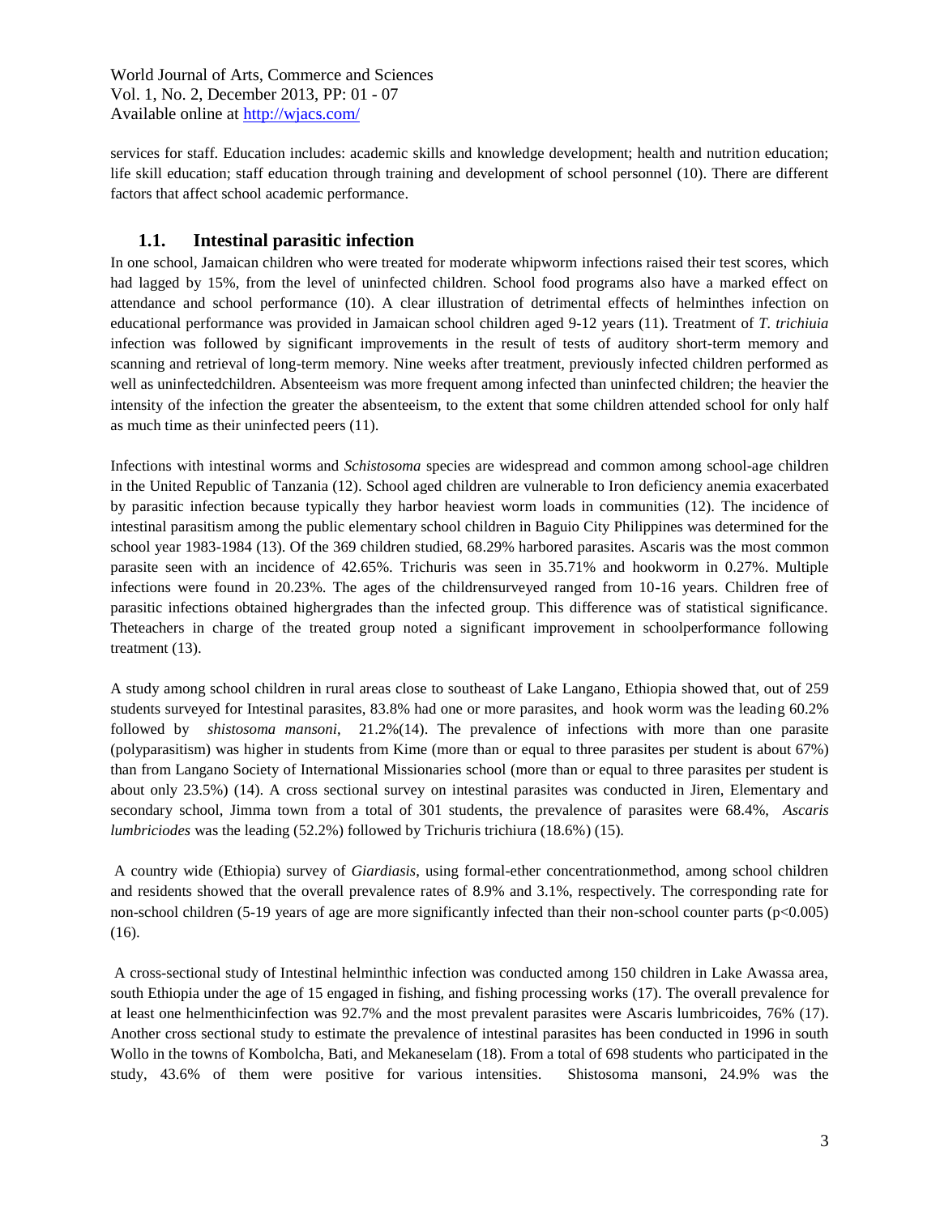services for staff. Education includes: academic skills and knowledge development; health and nutrition education; life skill education; staff education through training and development of school personnel (10). There are different factors that affect school academic performance.

## 1.1. Intestinal parasitic infection

In one school, Jamaican children who were treated for moderate whipworm infections raised their test scores, which had lagged by 15%, from the level of uninfected children. School food programs also have a marked effect on attendance and school performance (10). A clear illustration of detrimental effects of helminthes infection on educational performance was provided in Jamaican school children aged 9-12 years (11). Treatment of *T. trichiuia* infection was followed by significant improvements in the result of tests of auditory short-term memory and scanning and retrieval of long-term memory. Nine weeks after treatment, previously infected children performed as well as uninfectedchildren. Absenteeism was more frequent among infected than uninfected children; the heavier the intensity of the infection the greater the absenteeism, to the extent that some children attended school for only half as much time as their uninfected peers (11).

Infections with intestinal worms and *Schistosoma* species are widespread and common among school-age children in the United Republic of Tanzania (12). School aged children are vulnerable to Iron deficiency anemia exacerbated by parasitic infection because typically they harbor heaviest worm loads in communities (12). The incidence of intestinal parasitism among the public elementary school children in Baguio City Philippines was determined for the school year 1983-1984 (13). Of the 369 children studied, 68.29% harbored parasites. Ascaris was the most common parasite seen with an incidence of 42.65%. Trichuris was seen in 35.71% and hookworm in 0.27%. Multiple infections were found in 20.23%. The ages of the childrensurveyed ranged from 10-16 years. Children free of parasitic infections obtained highergrades than the infected group. This difference was of statistical significance. Theteachers in charge of the treated group noted a significant improvement in schoolperformance following treatment (13).

A study among school children in rural areas close to southeast of Lake Langano, Ethiopia showed that, out of 259 students surveyed for Intestinal parasites, 83.8% had one or more parasites, and hook worm was the leading 60.2% followed by *shistosoma mansoni*, 21.2%(14). The prevalence of infections with more than one parasite (polyparasitism) was higher in students from Kime (more than or equal to three parasites per student is about 67%) than from Langano Society of International Missionaries school (more than or equal to three parasites per student is about only 23.5%) (14). A cross sectional survey on intestinal parasites was conducted in Jiren, Elementary and secondary school, Jimma town from a total of 301 students, the prevalence of parasites were 68.4%, *Ascaris lumbriciodes* was the leading (52.2%) followed by Trichuris trichiura (18.6%) (15).

A country wide (Ethiopia) survey of *Giardiasis*, using formal-ether concentrationmethod, among school children and residents showed that the overall prevalence rates of 8.9% and 3.1%, respectively. The corresponding rate for non-school children (5-19 years of age are more significantly infected than their non-school counter parts ($p<0.005$) (16).

A cross-sectional study of Intestinal helminthic infection was conducted among 150 children in Lake Awassa area, south Ethiopia under the age of 15 engaged in fishing, and fishing processing works (17). The overall prevalence for at least one helmenthicinfection was 92.7% and the most prevalent parasites were Ascaris lumbricoides, 76% (17). Another cross sectional study to estimate the prevalence of intestinal parasites has been conducted in 1996 in south Wollo in the towns of Kombolcha, Bati, and Mekaneselam (18). From a total of 698 students who participated in the study, 43.6% of them were positive for various intensities. Shistosoma mansoni, 24.9% was the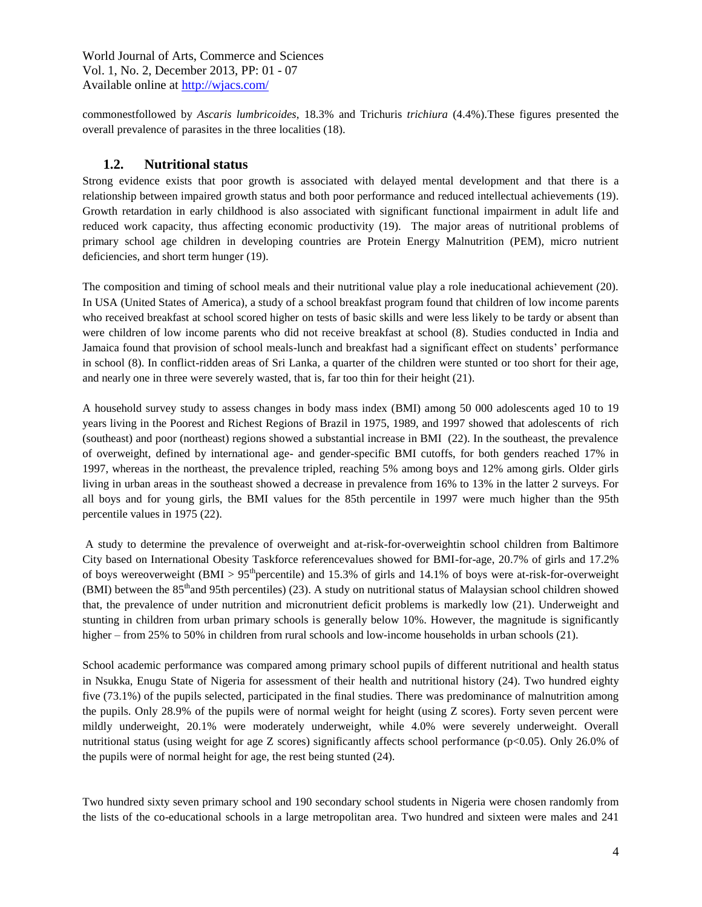commonestfollowed by *Ascaris lumbricoides*, 18.3% and Trichuris *trichiura* (4.4%).These figures presented the overall prevalence of parasites in the three localities (18).

## 1.2. Nutritional status

Strong evidence exists that poor growth is associated with delayed mental development and that there is a relationship between impaired growth status and both poor performance and reduced intellectual achievements (19). Growth retardation in early childhood is also associated with significant functional impairment in adult life and reduced work capacity, thus affecting economic productivity (19). The major areas of nutritional problems of primary school age children in developing countries are Protein Energy Malnutrition (PEM), micro nutrient deficiencies, and short term hunger (19).

The composition and timing of school meals and their nutritional value play a role ineducational achievement (20). In USA (United States of America), a study of a school breakfast program found that children of low income parents who received breakfast at school scored higher on tests of basic skills and were less likely to be tardy or absent than were children of low income parents who did not receive breakfast at school (8). Studies conducted in India and Jamaica found that provision of school meals-lunch and breakfast had a significant effect on students' performance in school (8). In conflict-ridden areas of Sri Lanka, a quarter of the children were stunted or too short for their age, and nearly one in three were severely wasted, that is, far too thin for their height (21).

A household survey study to assess changes in body mass index (BMI) among 50 000 adolescents aged 10 to 19 years living in the Poorest and Richest Regions of Brazil in 1975, 1989, and 1997 showed that adolescents of rich (southeast) and poor (northeast) regions showed a substantial increase in BMI (22). In the southeast, the prevalence of overweight, defined by international age- and gender-specific BMI cutoffs, for both genders reached 17% in 1997, whereas in the northeast, the prevalence tripled, reaching 5% among boys and 12% among girls. Older girls living in urban areas in the southeast showed a decrease in prevalence from 16% to 13% in the latter 2 surveys. For all boys and for young girls, the BMI values for the 85th percentile in 1997 were much higher than the 95th percentile values in 1975 (22).

A study to determine the prevalence of overweight and at-risk-for-overweightin school children from Baltimore City based on International Obesity Taskforce referencevalues showed for BMI-for-age, 20.7% of girls and 17.2% of boys wereoverweight (BMI > 95$^{th}$percentile) and 15.3% of girls and 14.1% of boys were at-risk-for-overweight (BMI) between the 85$^{th}$and 95th percentiles) (23). A study on nutritional status of Malaysian school children showed that, the prevalence of under nutrition and micronutrient deficit problems is markedly low (21). Underweight and stunting in children from urban primary schools is generally below 10%. However, the magnitude is significantly higher – from 25% to 50% in children from rural schools and low-income households in urban schools (21).

School academic performance was compared among primary school pupils of different nutritional and health status in Nsukka, Enugu State of Nigeria for assessment of their health and nutritional history (24). Two hundred eighty five (73.1%) of the pupils selected, participated in the final studies. There was predominance of malnutrition among the pupils. Only 28.9% of the pupils were of normal weight for height (using Z scores). Forty seven percent were mildly underweight, 20.1% were moderately underweight, while 4.0% were severely underweight. Overall nutritional status (using weight for age Z scores) significantly affects school performance ($p<0.05$). Only 26.0% of the pupils were of normal height for age, the rest being stunted (24).

Two hundred sixty seven primary school and 190 secondary school students in Nigeria were chosen randomly from the lists of the co-educational schools in a large metropolitan area. Two hundred and sixteen were males and 241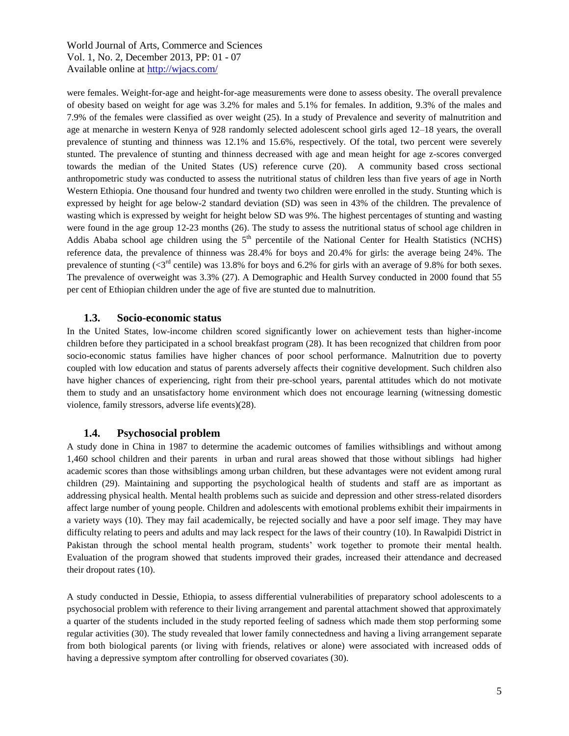were females. Weight-for-age and height-for-age measurements were done to assess obesity. The overall prevalence of obesity based on weight for age was 3.2% for males and 5.1% for females. In addition, 9.3% of the males and 7.9% of the females were classified as over weight (25). In a study of Prevalence and severity of malnutrition and age at menarche in western Kenya of 928 randomly selected adolescent school girls aged 12–18 years, the overall prevalence of stunting and thinness was 12.1% and 15.6%, respectively. Of the total, two percent were severely stunted. The prevalence of stunting and thinness decreased with age and mean height for age z-scores converged towards the median of the United States (US) reference curve (20). A community based cross sectional anthropometric study was conducted to assess the nutritional status of children less than five years of age in North Western Ethiopia. One thousand four hundred and twenty two children were enrolled in the study. Stunting which is expressed by height for age below-2 standard deviation (SD) was seen in 43% of the children. The prevalence of wasting which is expressed by weight for height below SD was 9%. The highest percentages of stunting and wasting were found in the age group 12-23 months (26). The study to assess the nutritional status of school age children in Addis Ababa school age children using the 5th percentile of the National Center for Health Statistics (NCHS) reference data, the prevalence of thinness was 28.4% for boys and 20.4% for girls: the average being 24%. The prevalence of stunting (<3rd centile) was 13.8% for boys and 6.2% for girls with an average of 9.8% for both sexes. The prevalence of overweight was 3.3% (27). A Demographic and Health Survey conducted in 2000 found that 55 per cent of Ethiopian children under the age of five are stunted due to malnutrition.

### 1.3. Socio-economic status

In the United States, low-income children scored significantly lower on achievement tests than higher-income children before they participated in a school breakfast program (28). It has been recognized that children from poor socio-economic status families have higher chances of poor school performance. Malnutrition due to poverty coupled with low education and status of parents adversely affects their cognitive development. Such children also have higher chances of experiencing, right from their pre-school years, parental attitudes which do not motivate them to study and an unsatisfactory home environment which does not encourage learning (witnessing domestic violence, family stressors, adverse life events)(28).

### 1.4. Psychosocial problem

A study done in China in 1987 to determine the academic outcomes of families withsiblings and without among 1,460 school children and their parents in urban and rural areas showed that those without siblings had higher academic scores than those withsiblings among urban children, but these advantages were not evident among rural children (29). Maintaining and supporting the psychological health of students and staff are as important as addressing physical health. Mental health problems such as suicide and depression and other stress-related disorders affect large number of young people. Children and adolescents with emotional problems exhibit their impairments in a variety ways (10). They may fail academically, be rejected socially and have a poor self image. They may have difficulty relating to peers and adults and may lack respect for the laws of their country (10). In Rawalpidi District in Pakistan through the school mental health program, students' work together to promote their mental health. Evaluation of the program showed that students improved their grades, increased their attendance and decreased their dropout rates (10).

A study conducted in Dessie, Ethiopia, to assess differential vulnerabilities of preparatory school adolescents to a psychosocial problem with reference to their living arrangement and parental attachment showed that approximately a quarter of the students included in the study reported feeling of sadness which made them stop performing some regular activities (30). The study revealed that lower family connectedness and having a living arrangement separate from both biological parents (or living with friends, relatives or alone) were associated with increased odds of having a depressive symptom after controlling for observed covariates (30).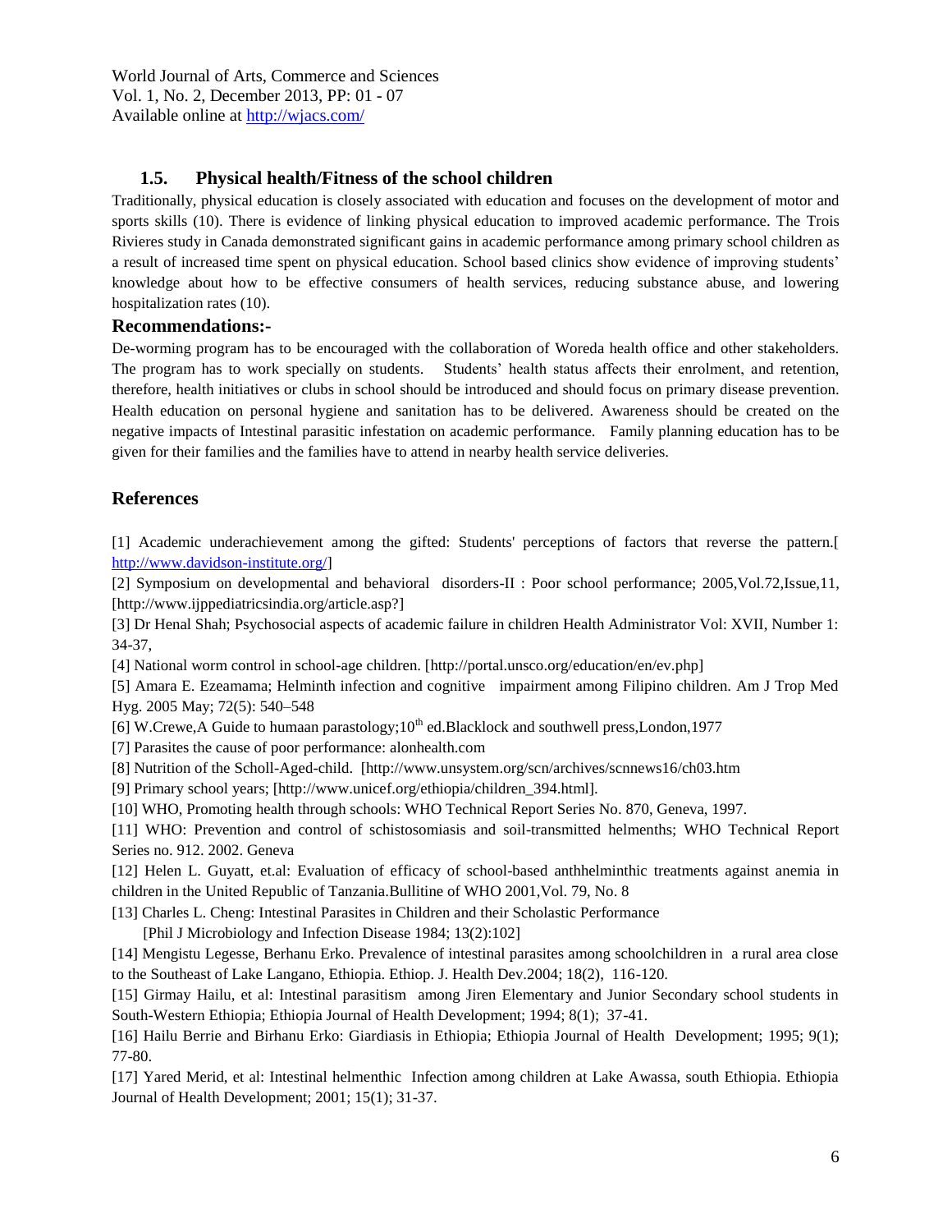### 1.5. Physical health/Fitness of the school children

Traditionally, physical education is closely associated with education and focuses on the development of motor and sports skills (10). There is evidence of linking physical education to improved academic performance. The Trois Rivieres study in Canada demonstrated significant gains in academic performance among primary school children as a result of increased time spent on physical education. School based clinics show evidence of improving students' knowledge about how to be effective consumers of health services, reducing substance abuse, and lowering hospitalization rates (10).

## Recommendations:-

De-worming program has to be encouraged with the collaboration of Woreda health office and other stakeholders. The program has to work specially on students. Students' health status affects their enrolment, and retention, therefore, health initiatives or clubs in school should be introduced and should focus on primary disease prevention. Health education on personal hygiene and sanitation has to be delivered. Awareness should be created on the negative impacts of Intestinal parasitic infestation on academic performance. Family planning education has to be given for their families and the families have to attend in nearby health service deliveries.

## References

[1] Academic underachievement among the gifted: Students' perceptions of factors that reverse the pattern.[ http://www.davidson-institute.org/]

[2] Symposium on developmental and behavioral disorders-II : Poor school performance; 2005,Vol.72,Issue,11, [http://www.ijppediatricsindia.org/article.asp?]

[3] Dr Henal Shah; Psychosocial aspects of academic failure in children Health Administrator Vol: XVII, Number 1: 34-37,

[4] National worm control in school-age children. [http://portal.unsco.org/education/en/ev.php]

[5] Amara E. Ezeamama; Helminth infection and cognitive impairment among Filipino children. Am J Trop Med Hyg. 2005 May; 72(5): 540–548

[6] W.Crewe,A Guide to humaan parastology;10th ed.Blacklock and southwell press,London,1977

[7] Parasites the cause of poor performance: alonhealth.com

[8] Nutrition of the Scholl-Aged-child. [http://www.unsystem.org/scn/archives/scnnews16/ch03.htm

[9] Primary school years; [http://www.unicef.org/ethiopia/children_394.html].

[10] WHO, Promoting health through schools: WHO Technical Report Series No. 870, Geneva, 1997.

[11] WHO: Prevention and control of schistosomiasis and soil-transmitted helmenths; WHO Technical Report Series no. 912. 2002. Geneva

[12] Helen L. Guyatt, et.al: Evaluation of efficacy of school-based anthhelminthic treatments against anemia in children in the United Republic of Tanzania.Bullitine of WHO 2001,Vol. 79, No. 8

[13] Charles L. Cheng: Intestinal Parasites in Children and their Scholastic Performance [Phil J Microbiology and Infection Disease 1984; 13(2):102]

[14] Mengistu Legesse, Berhanu Erko. Prevalence of intestinal parasites among schoolchildren in a rural area close to the Southeast of Lake Langano, Ethiopia. Ethiop. J. Health Dev.2004; 18(2), 116-120.

[15] Girmay Hailu, et al: Intestinal parasitism among Jiren Elementary and Junior Secondary school students in South-Western Ethiopia; Ethiopia Journal of Health Development; 1994; 8(1); 37-41.

[16] Hailu Berrie and Birhanu Erko: Giardiasis in Ethiopia; Ethiopia Journal of Health Development; 1995; 9(1); 77-80.

[17] Yared Merid, et al: Intestinal helmenthic Infection among children at Lake Awassa, south Ethiopia. Ethiopia Journal of Health Development; 2001; 15(1); 31-37.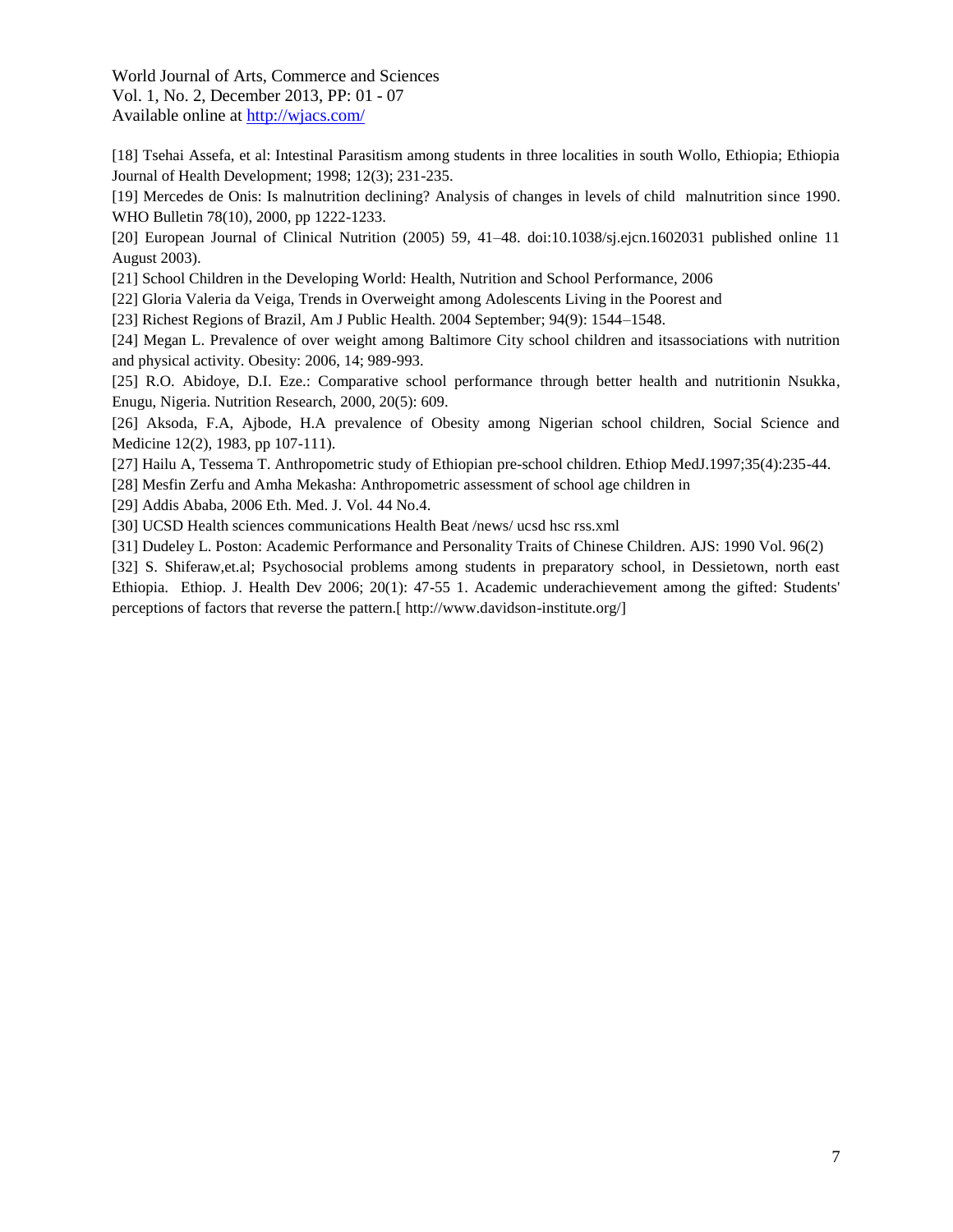[18] Tsehai Assefa, et al: Intestinal Parasitism among students in three localities in south Wollo, Ethiopia; Ethiopia Journal of Health Development; 1998; 12(3); 231-235.

[19] Mercedes de Onis: Is malnutrition declining? Analysis of changes in levels of child malnutrition since 1990. WHO Bulletin 78(10), 2000, pp 1222-1233.

[20] European Journal of Clinical Nutrition (2005) 59, 41–48. doi:10.1038/sj.ejcn.1602031 published online 11 August 2003).

[21] School Children in the Developing World: Health, Nutrition and School Performance, 2006

[22] Gloria Valeria da Veiga, Trends in Overweight among Adolescents Living in the Poorest and

[23] Richest Regions of Brazil, Am J Public Health. 2004 September; 94(9): 1544–1548.

[24] Megan L. Prevalence of over weight among Baltimore City school children and itsassociations with nutrition and physical activity. Obesity: 2006, 14; 989-993.

[25] R.O. Abidoye, D.I. Eze.: Comparative school performance through better health and nutritionin Nsukka, Enugu, Nigeria. Nutrition Research, 2000, 20(5): 609.

[26] Aksoda, F.A, Ajbode, H.A prevalence of Obesity among Nigerian school children, Social Science and Medicine 12(2), 1983, pp 107-111).

[27] Hailu A, Tessema T. Anthropometric study of Ethiopian pre-school children. Ethiop MedJ.1997;35(4):235-44.

[28] Mesfin Zerfu and Amha Mekasha: Anthropometric assessment of school age children in

[29] Addis Ababa, 2006 Eth. Med. J. Vol. 44 No.4.

[30] UCSD Health sciences communications Health Beat /news/ ucsd hsc rss.xml

[31] Dudeley L. Poston: Academic Performance and Personality Traits of Chinese Children. AJS: 1990 Vol. 96(2)

[32] S. Shiferaw,et.al; Psychosocial problems among students in preparatory school, in Dessietown, north east Ethiopia. Ethiop. J. Health Dev 2006; 20(1): 47-55 1. Academic underachievement among the gifted: Students' perceptions of factors that reverse the pattern.[ http://www.davidson-institute.org/]